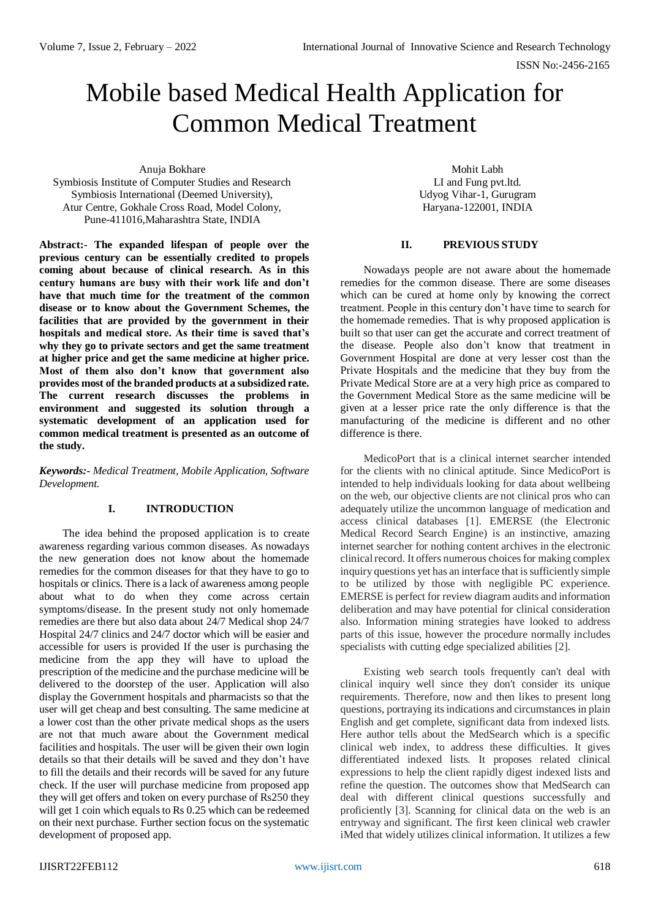# Mobile based Medical Health Application for Common Medical Treatment

Anuja Bokhare
Symbiosis Institute of Computer Studies and Research
Symbiosis International (Deemed University),
Atur Centre, Gokhale Cross Road, Model Colony,
Pune-411016,Maharashtra State, INDIA

Mohit Labh
LI and Fung pvt.ltd.
Udyog Vihar-1, Gurugram
Haryana-122001, INDIA

**Abstract:- The expanded lifespan of people over the previous century can be essentially credited to propels coming about because of clinical research. As in this century humans are busy with their work life and don't have that much time for the treatment of the common disease or to know about the Government Schemes, the facilities that are provided by the government in their hospitals and medical store. As their time is saved that's why they go to private sectors and get the same treatment at higher price and get the same medicine at higher price. Most of them also don't know that government also provides most of the branded products at a subsidized rate. The current research discusses the problems in environment and suggested its solution through a systematic development of an application used for common medical treatment is presented as an outcome of the study.**

***Keywords:-*** *Medical Treatment, Mobile Application, Software Development.*

## I. INTRODUCTION

The idea behind the proposed application is to create awareness regarding various common diseases. As nowadays the new generation does not know about the homemade remedies for the common diseases for that they have to go to hospitals or clinics. There is a lack of awareness among people about what to do when they come across certain symptoms/disease. In the present study not only homemade remedies are there but also data about 24/7 Medical shop 24/7 Hospital 24/7 clinics and 24/7 doctor which will be easier and accessible for users is provided If the user is purchasing the medicine from the app they will have to upload the prescription of the medicine and the purchase medicine will be delivered to the doorstep of the user. Application will also display the Government hospitals and pharmacists so that the user will get cheap and best consulting. The same medicine at a lower cost than the other private medical shops as the users are not that much aware about the Government medical facilities and hospitals. The user will be given their own login details so that their details will be saved and they don't have to fill the details and their records will be saved for any future check. If the user will purchase medicine from proposed app they will get offers and token on every purchase of Rs250 they will get 1 coin which equals to Rs 0.25 which can be redeemed on their next purchase. Further section focus on the systematic development of proposed app.

## II. PREVIOUS STUDY

Nowadays people are not aware about the homemade remedies for the common disease. There are some diseases which can be cured at home only by knowing the correct treatment. People in this century don't have time to search for the homemade remedies. That is why proposed application is built so that user can get the accurate and correct treatment of the disease. People also don't know that treatment in Government Hospital are done at very lesser cost than the Private Hospitals and the medicine that they buy from the Private Medical Store are at a very high price as compared to the Government Medical Store as the same medicine will be given at a lesser price rate the only difference is that the manufacturing of the medicine is different and no other difference is there.

MedicoPort that is a clinical internet searcher intended for the clients with no clinical aptitude. Since MedicoPort is intended to help individuals looking for data about wellbeing on the web, our objective clients are not clinical pros who can adequately utilize the uncommon language of medication and access clinical databases [1]. EMERSE (the Electronic Medical Record Search Engine) is an instinctive, amazing internet searcher for nothing content archives in the electronic clinical record. It offers numerous choices for making complex inquiry questions yet has an interface that is sufficiently simple to be utilized by those with negligible PC experience. EMERSE is perfect for review diagram audits and information deliberation and may have potential for clinical consideration also. Information mining strategies have looked to address parts of this issue, however the procedure normally includes specialists with cutting edge specialized abilities [2].

Existing web search tools frequently can't deal with clinical inquiry well since they don't consider its unique requirements. Therefore, now and then likes to present long questions, portraying its indications and circumstances in plain English and get complete, significant data from indexed lists. Here author tells about the MedSearch which is a specific clinical web index, to address these difficulties. It gives differentiated indexed lists. It proposes related clinical expressions to help the client rapidly digest indexed lists and refine the question. The outcomes show that MedSearch can deal with different clinical questions successfully and proficiently [3]. Scanning for clinical data on the web is an entryway and significant. The first keen clinical web crawler iMed that widely utilizes clinical information. It utilizes a few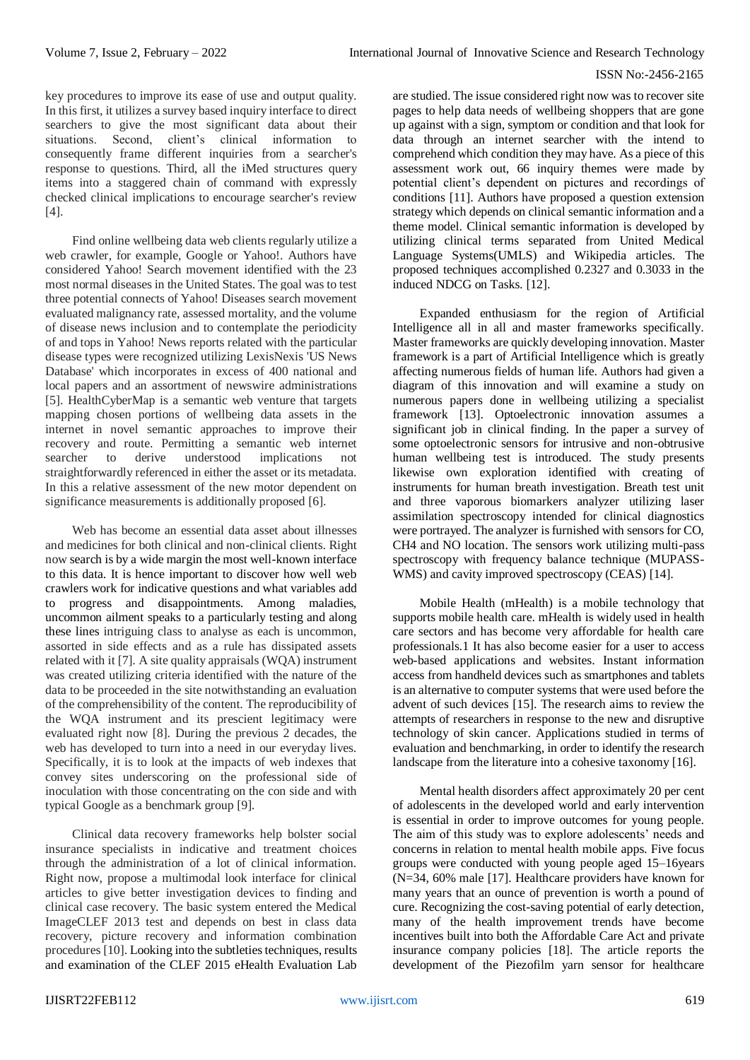key procedures to improve its ease of use and output quality. In this first, it utilizes a survey based inquiry interface to direct searchers to give the most significant data about their situations. Second, client's clinical information to consequently frame different inquiries from a searcher's response to questions. Third, all the iMed structures query items into a staggered chain of command with expressly checked clinical implications to encourage searcher's review [4].

Find online wellbeing data web clients regularly utilize a web crawler, for example, Google or Yahoo!. Authors have considered Yahoo! Search movement identified with the 23 most normal diseases in the United States. The goal was to test three potential connects of Yahoo! Diseases search movement evaluated malignancy rate, assessed mortality, and the volume of disease news inclusion and to contemplate the periodicity of and tops in Yahoo! News reports related with the particular disease types were recognized utilizing LexisNexis 'US News Database' which incorporates in excess of 400 national and local papers and an assortment of newswire administrations [5]. HealthCyberMap is a semantic web venture that targets mapping chosen portions of wellbeing data assets in the internet in novel semantic approaches to improve their recovery and route. Permitting a semantic web internet searcher to derive understood implications not straightforwardly referenced in either the asset or its metadata. In this a relative assessment of the new motor dependent on significance measurements is additionally proposed [6].

Web has become an essential data asset about illnesses and medicines for both clinical and non-clinical clients. Right now search is by a wide margin the most well-known interface to this data. It is hence important to discover how well web crawlers work for indicative questions and what variables add to progress and disappointments. Among maladies, uncommon ailment speaks to a particularly testing and along these lines intriguing class to analyse as each is uncommon, assorted in side effects and as a rule has dissipated assets related with it [7]. A site quality appraisals (WQA) instrument was created utilizing criteria identified with the nature of the data to be proceeded in the site notwithstanding an evaluation of the comprehensibility of the content. The reproducibility of the WQA instrument and its prescient legitimacy were evaluated right now [8]. During the previous 2 decades, the web has developed to turn into a need in our everyday lives. Specifically, it is to look at the impacts of web indexes that convey sites underscoring on the professional side of inoculation with those concentrating on the con side and with typical Google as a benchmark group [9].

Clinical data recovery frameworks help bolster social insurance specialists in indicative and treatment choices through the administration of a lot of clinical information. Right now, propose a multimodal look interface for clinical articles to give better investigation devices to finding and clinical case recovery. The basic system entered the Medical ImageCLEF 2013 test and depends on best in class data recovery, picture recovery and information combination procedures [10]. Looking into the subtleties techniques, results and examination of the CLEF 2015 eHealth Evaluation Lab are studied. The issue considered right now was to recover site pages to help data needs of wellbeing shoppers that are gone up against with a sign, symptom or condition and that look for data through an internet searcher with the intend to comprehend which condition they may have. As a piece of this assessment work out, 66 inquiry themes were made by potential client's dependent on pictures and recordings of conditions [11]. Authors have proposed a question extension strategy which depends on clinical semantic information and a theme model. Clinical semantic information is developed by utilizing clinical terms separated from United Medical Language Systems(UMLS) and Wikipedia articles. The proposed techniques accomplished 0.2327 and 0.3033 in the induced NDCG on Tasks. [12].

Expanded enthusiasm for the region of Artificial Intelligence all in all and master frameworks specifically. Master frameworks are quickly developing innovation. Master framework is a part of Artificial Intelligence which is greatly affecting numerous fields of human life. Authors had given a diagram of this innovation and will examine a study on numerous papers done in wellbeing utilizing a specialist framework [13]. Optoelectronic innovation assumes a significant job in clinical finding. In the paper a survey of some optoelectronic sensors for intrusive and non-obtrusive human wellbeing test is introduced. The study presents likewise own exploration identified with creating of instruments for human breath investigation. Breath test unit and three vaporous biomarkers analyzer utilizing laser assimilation spectroscopy intended for clinical diagnostics were portrayed. The analyzer is furnished with sensors for CO, $CH_4$ and NO location. The sensors work utilizing multi-pass spectroscopy with frequency balance technique (MUPASS-WMS) and cavity improved spectroscopy (CEAS) [14].

Mobile Health (mHealth) is a mobile technology that supports mobile health care. mHealth is widely used in health care sectors and has become very affordable for health care professionals.1 It has also become easier for a user to access web-based applications and websites. Instant information access from handheld devices such as smartphones and tablets is an alternative to computer systems that were used before the advent of such devices [15]. The research aims to review the attempts of researchers in response to the new and disruptive technology of skin cancer. Applications studied in terms of evaluation and benchmarking, in order to identify the research landscape from the literature into a cohesive taxonomy [16].

Mental health disorders affect approximately 20 per cent of adolescents in the developed world and early intervention is essential in order to improve outcomes for young people. The aim of this study was to explore adolescents' needs and concerns in relation to mental health mobile apps. Five focus groups were conducted with young people aged 15–16years (N=34, 60% male [17]. Healthcare providers have known for many years that an ounce of prevention is worth a pound of cure. Recognizing the cost-saving potential of early detection, many of the health improvement trends have become incentives built into both the Affordable Care Act and private insurance company policies [18]. The article reports the development of the Piezofilm yarn sensor for healthcare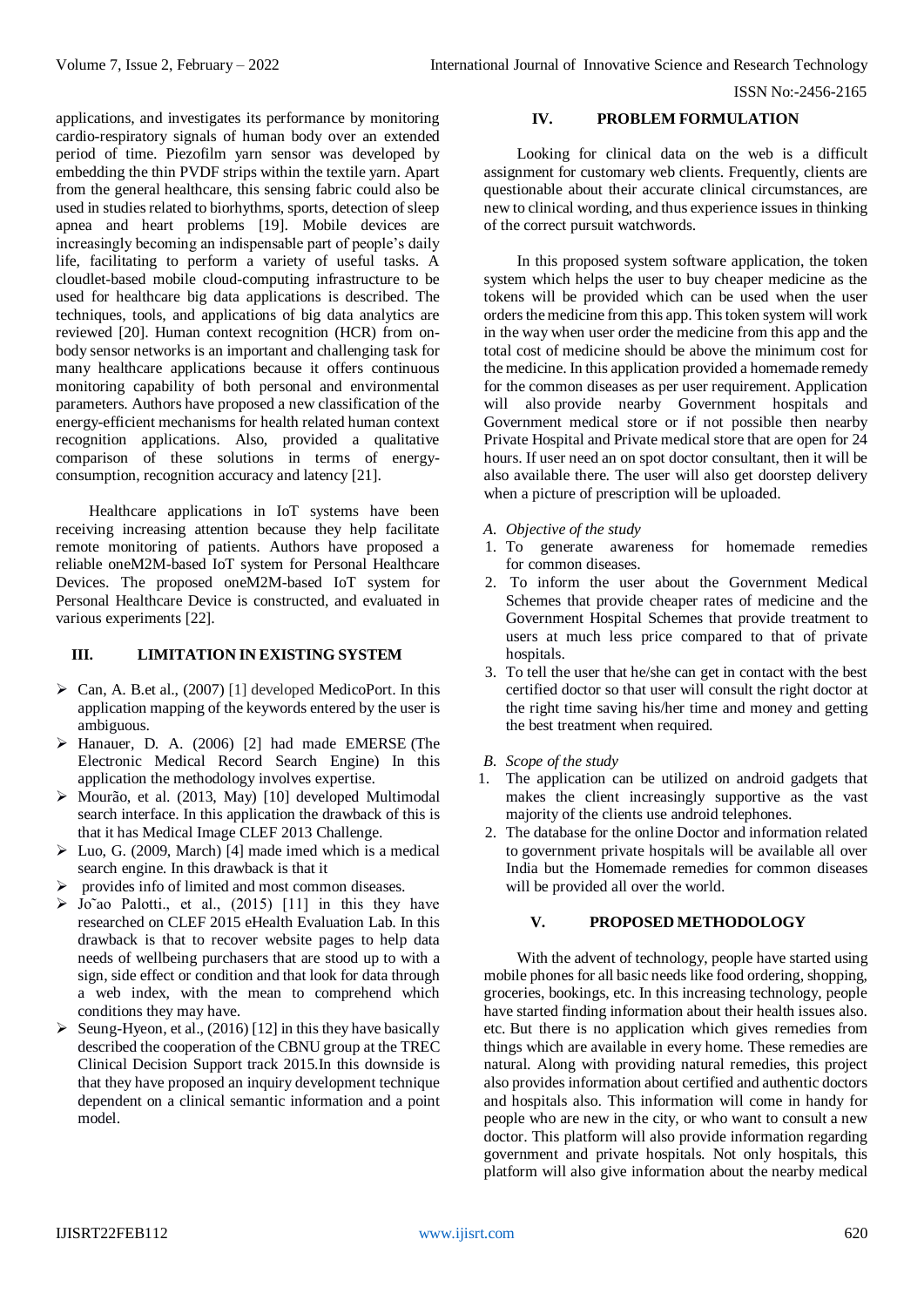applications, and investigates its performance by monitoring cardio-respiratory signals of human body over an extended period of time. Piezofilm yarn sensor was developed by embedding the thin PVDF strips within the textile yarn. Apart from the general healthcare, this sensing fabric could also be used in studies related to biorhythms, sports, detection of sleep apnea and heart problems [19]. Mobile devices are increasingly becoming an indispensable part of people's daily life, facilitating to perform a variety of useful tasks. A cloudlet-based mobile cloud-computing infrastructure to be used for healthcare big data applications is described. The techniques, tools, and applications of big data analytics are reviewed [20]. Human context recognition (HCR) from on-body sensor networks is an important and challenging task for many healthcare applications because it offers continuous monitoring capability of both personal and environmental parameters. Authors have proposed a new classification of the energy-efficient mechanisms for health related human context recognition applications. Also, provided a qualitative comparison of these solutions in terms of energy-consumption, recognition accuracy and latency [21].

Healthcare applications in IoT systems have been receiving increasing attention because they help facilitate remote monitoring of patients. Authors have proposed a reliable oneM2M-based IoT system for Personal Healthcare Devices. The proposed oneM2M-based IoT system for Personal Healthcare Device is constructed, and evaluated in various experiments [22].

## III. LIMITATION IN EXISTING SYSTEM

- Can, A. B.et al., (2007) [1] developed MedicoPort. In this application mapping of the keywords entered by the user is ambiguous.
- Hanauer, D. A. (2006) [2] had made EMERSE (The Electronic Medical Record Search Engine) In this application the methodology involves expertise.
- Mourão, et al. (2013, May) [10] developed Multimodal search interface. In this application the drawback of this is that it has Medical Image CLEF 2013 Challenge.
- Luo, G. (2009, March) [4] made imed which is a medical search engine. In this drawback is that it
- provides info of limited and most common diseases.
- Jo˜ao Palotti., et al., (2015) [11] in this they have researched on CLEF 2015 eHealth Evaluation Lab. In this drawback is that to recover website pages to help data needs of wellbeing purchasers that are stood up to with a sign, side effect or condition and that look for data through a web index, with the mean to comprehend which conditions they may have.
- Seung-Hyeon, et al., (2016) [12] in this they have basically described the cooperation of the CBNU group at the TREC Clinical Decision Support track 2015.In this downside is that they have proposed an inquiry development technique dependent on a clinical semantic information and a point model.

## IV. PROBLEM FORMULATION

Looking for clinical data on the web is a difficult assignment for customary web clients. Frequently, clients are questionable about their accurate clinical circumstances, are new to clinical wording, and thus experience issues in thinking of the correct pursuit watchwords.

In this proposed system software application, the token system which helps the user to buy cheaper medicine as the tokens will be provided which can be used when the user orders the medicine from this app. This token system will work in the way when user order the medicine from this app and the total cost of medicine should be above the minimum cost for the medicine. In this application provided a homemade remedy for the common diseases as per user requirement. Application will also provide nearby Government hospitals and Government medical store or if not possible then nearby Private Hospital and Private medical store that are open for 24 hours. If user need an on spot doctor consultant, then it will be also available there. The user will also get doorstep delivery when a picture of prescription will be uploaded.

### *A. Objective of the study*

1. To generate awareness for homemade remedies for common diseases.
2. To inform the user about the Government Medical Schemes that provide cheaper rates of medicine and the Government Hospital Schemes that provide treatment to users at much less price compared to that of private hospitals.
3. To tell the user that he/she can get in contact with the best certified doctor so that user will consult the right doctor at the right time saving his/her time and money and getting the best treatment when required.

### *B. Scope of the study*

1. The application can be utilized on android gadgets that makes the client increasingly supportive as the vast majority of the clients use android telephones.
2. The database for the online Doctor and information related to government private hospitals will be available all over India but the Homemade remedies for common diseases will be provided all over the world.

## V. PROPOSED METHODOLOGY

With the advent of technology, people have started using mobile phones for all basic needs like food ordering, shopping, groceries, bookings, etc. In this increasing technology, people have started finding information about their health issues also. etc. But there is no application which gives remedies from things which are available in every home. These remedies are natural. Along with providing natural remedies, this project also provides information about certified and authentic doctors and hospitals also. This information will come in handy for people who are new in the city, or who want to consult a new doctor. This platform will also provide information regarding government and private hospitals. Not only hospitals, this platform will also give information about the nearby medical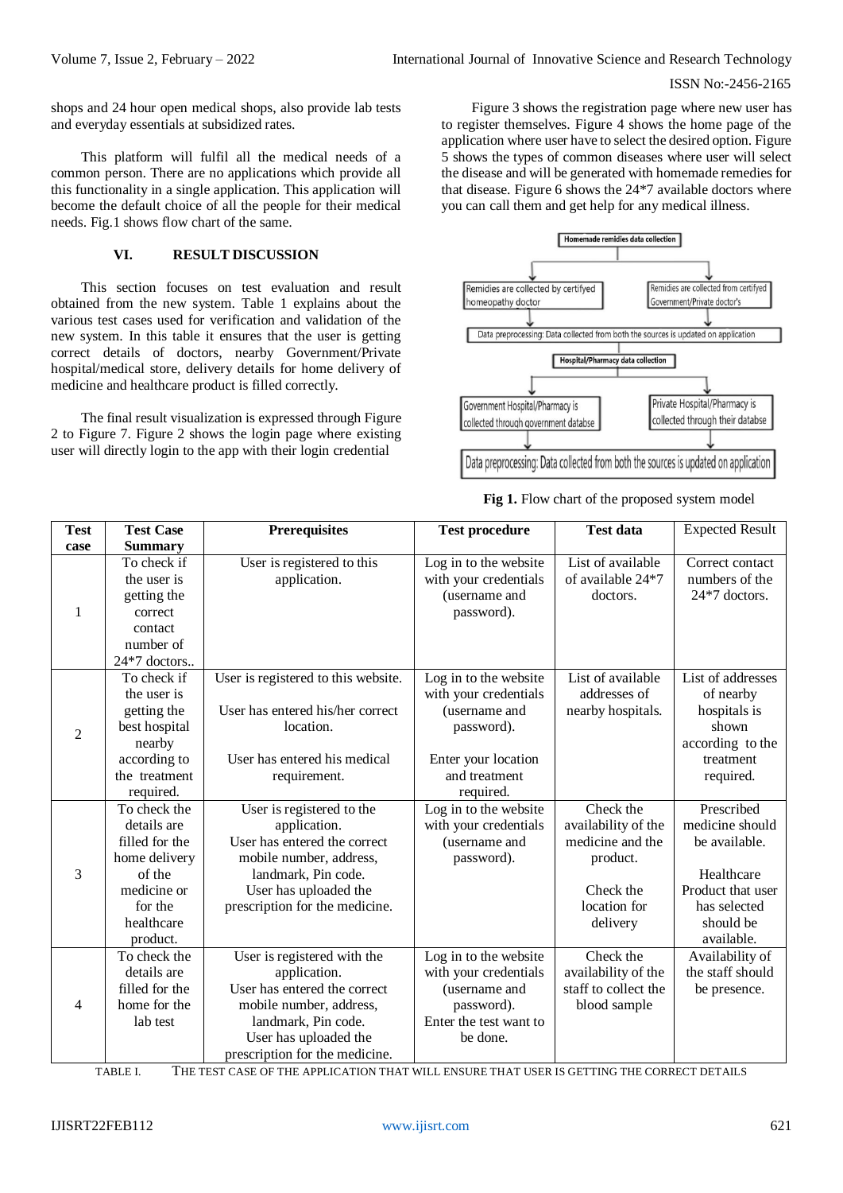shops and 24 hour open medical shops, also provide lab tests and everyday essentials at subsidized rates.

This platform will fulfil all the medical needs of a common person. There are no applications which provide all this functionality in a single application. This application will become the default choice of all the people for their medical needs. Fig.1 shows flow chart of the same.

## VI. RESULT DISCUSSION

This section focuses on test evaluation and result obtained from the new system. Table 1 explains about the various test cases used for verification and validation of the new system. In this table it ensures that the user is getting correct details of doctors, nearby Government/Private hospital/medical store, delivery details for home delivery of medicine and healthcare product is filled correctly.

The final result visualization is expressed through Figure 2 to Figure 7. Figure 2 shows the login page where existing user will directly login to the app with their login credential

Figure 3 shows the registration page where new user has to register themselves. Figure 4 shows the home page of the application where user have to select the desired option. Figure 5 shows the types of common diseases where user will select the disease and will be generated with homemade remedies for that disease. Figure 6 shows the 24*7 available doctors where you can call them and get help for any medical illness.

Homemade remidies data collection

Remidies are collected by certifyed homeopathy doctor

Remidies are collected from certifyed Government/Private doctor's

Data preprocessing: Data collected from both the sources is updated on application

Hospital/Pharmacy data collection

Government Hospital/Pharmacy is collected through government databse

Private Hospital/Pharmacy is collected through their databse

Data preprocessing: Data collected from both the sources is updated on application

**Fig 1.** Flow chart of the proposed system model

| Test case | Test Case Summary | Prerequisites | Test procedure | Test data | Expected Result |
|---|---|---|---|---|---|
| 1 | To check if the user is getting the correct contact number of 24*7 doctors.. | User is registered to this application. | Log in to the website with your credentials (username and password). | List of available of available 24*7 doctors. | Correct contact numbers of the 24*7 doctors. |
| 2 | To check if the user is getting the best hospital nearby according to the treatment required. | User is registered to this website.<br><br>User has entered his/her correct location.<br><br>User has entered his medical requirement. | Log in to the website with your credentials (username and password).<br><br>Enter your location and treatment required. | List of available addresses of nearby hospitals. | List of addresses of nearby hospitals is shown according to the treatment required. |
| 3 | To check the details are filled for the home delivery of the medicine or for the healthcare product. | User is registered to the application.<br>User has entered the correct mobile number, address, landmark, Pin code.<br>User has uploaded the prescription for the medicine. | Log in to the website with your credentials (username and password). | Check the availability of the medicine and the product.<br><br>Check the location for delivery | Prescribed medicine should be available.<br><br>Healthcare Product that user has selected should be available. |
| 4 | To check the details are filled for the home for the lab test | User is registered with the application.<br>User has entered the correct mobile number, address, landmark, Pin code.<br>User has uploaded the prescription for the medicine. | Log in to the website with your credentials (username and password).<br>Enter the test want to be done. | Check the availability of the staff to collect the blood sample | Availability of the staff should be presence. |

TABLE I. THE TEST CASE OF THE APPLICATION THAT WILL ENSURE THAT USER IS GETTING THE CORRECT DETAILS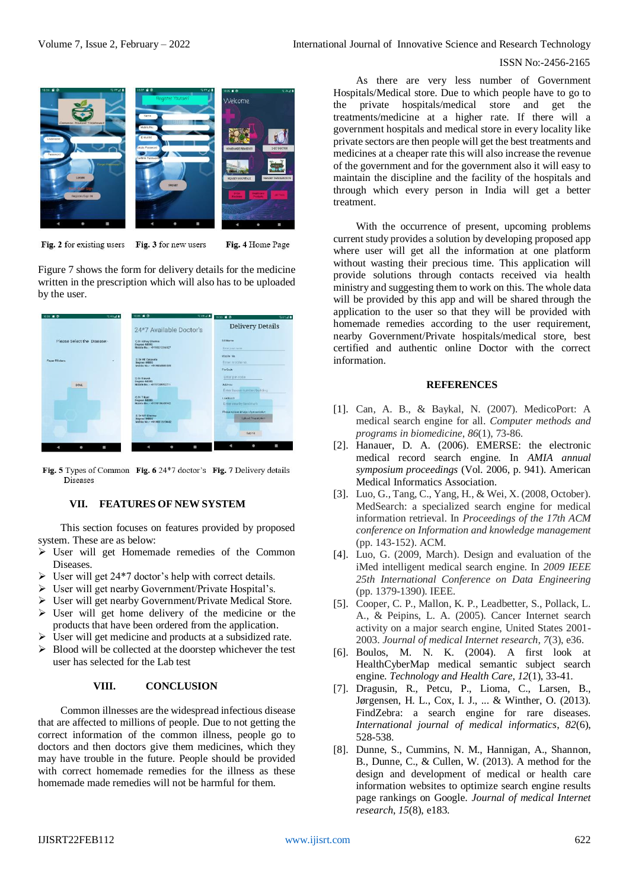Fig. 2 for existing users Fig. 3 for new users Fig. 4 Home Page

Figure 7 shows the form for delivery details for the medicine written in the prescription which will also has to be uploaded by the user.

Fig. 5 Types of Common Diseases Fig. 6 24*7 doctor's Fig. 7 Delivery details

## VII. FEATURES OF NEW SYSTEM

This section focuses on features provided by proposed system. These are as below:

- User will get Homemade remedies of the Common Diseases.
- User will get 24*7 doctor's help with correct details.
- User will get nearby Government/Private Hospital's.
- User will get nearby Government/Private Medical Store.
- User will get home delivery of the medicine or the products that have been ordered from the application.
- User will get medicine and products at a subsidized rate.
- Blood will be collected at the doorstep whichever the test user has selected for the Lab test

## VIII. CONCLUSION

Common illnesses are the widespread infectious disease that are affected to millions of people. Due to not getting the correct information of the common illness, people go to doctors and then doctors give them medicines, which they may have trouble in the future. People should be provided with correct homemade remedies for the illness as these homemade made remedies will not be harmful for them.

As there are very less number of Government Hospitals/Medical store. Due to which people have to go to the private hospitals/medical store and get the treatments/medicine at a higher rate. If there will a government hospitals and medical store in every locality like private sectors are then people will get the best treatments and medicines at a cheaper rate this will also increase the revenue of the government and for the government also it will easy to maintain the discipline and the facility of the hospitals and through which every person in India will get a better treatment.

With the occurrence of present, upcoming problems current study provides a solution by developing proposed app where user will get all the information at one platform without wasting their precious time. This application will provide solutions through contacts received via health ministry and suggesting them to work on this. The whole data will be provided by this app and will be shared through the application to the user so that they will be provided with homemade remedies according to the user requirement, nearby Government/Private hospitals/medical store, best certified and authentic online Doctor with the correct information.

## REFERENCES

[1]. Can, A. B., & Baykal, N. (2007). MedicoPort: A medical search engine for all. *Computer methods and programs in biomedicine*, *86*(1), 73-86.

[2]. Hanauer, D. A. (2006). EMERSE: the electronic medical record search engine. In *AMIA annual symposium proceedings* (Vol. 2006, p. 941). American Medical Informatics Association.

[3]. Luo, G., Tang, C., Yang, H., & Wei, X. (2008, October). MedSearch: a specialized search engine for medical information retrieval. In *Proceedings of the 17th ACM conference on Information and knowledge management* (pp. 143-152). ACM.

[4]. Luo, G. (2009, March). Design and evaluation of the iMed intelligent medical search engine. In *2009 IEEE 25th International Conference on Data Engineering* (pp. 1379-1390). IEEE.

[5]. Cooper, C. P., Mallon, K. P., Leadbetter, S., Pollack, L. A., & Peipins, L. A. (2005). Cancer Internet search activity on a major search engine, United States 2001-2003. *Journal of medical Internet research*, *7*(3), e36.

[6]. Boulos, M. N. K. (2004). A first look at HealthCyberMap medical semantic subject search engine. *Technology and Health Care*, *12*(1), 33-41.

[7]. Dragusin, R., Petcu, P., Lioma, C., Larsen, B., Jørgensen, H. L., Cox, I. J., ... & Winther, O. (2013). FindZebra: a search engine for rare diseases. *International journal of medical informatics*, *82*(6), 528-538.

[8]. Dunne, S., Cummins, N. M., Hannigan, A., Shannon, B., Dunne, C., & Cullen, W. (2013). A method for the design and development of medical or health care information websites to optimize search engine results page rankings on Google. *Journal of medical Internet research*, *15*(8), e183.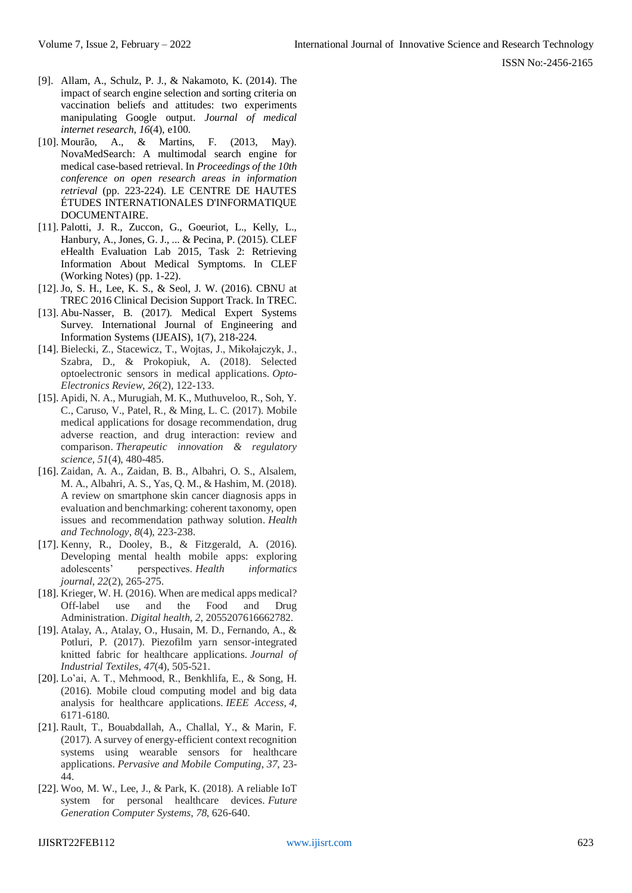[9]. Allam, A., Schulz, P. J., & Nakamoto, K. (2014). The impact of search engine selection and sorting criteria on vaccination beliefs and attitudes: two experiments manipulating Google output. *Journal of medical internet research*, *16*(4), e100.

[10]. Mourão, A., & Martins, F. (2013, May). NovaMedSearch: A multimodal search engine for medical case-based retrieval. In *Proceedings of the 10th conference on open research areas in information retrieval* (pp. 223-224). LE CENTRE DE HAUTES ÉTUDES INTERNATIONALES D'INFORMATIQUE DOCUMENTAIRE.

[11]. Palotti, J. R., Zuccon, G., Goeuriot, L., Kelly, L., Hanbury, A., Jones, G. J., ... & Pecina, P. (2015). CLEF eHealth Evaluation Lab 2015, Task 2: Retrieving Information About Medical Symptoms. In CLEF (Working Notes) (pp. 1-22).

[12]. Jo, S. H., Lee, K. S., & Seol, J. W. (2016). CBNU at TREC 2016 Clinical Decision Support Track. In TREC.

[13]. Abu-Nasser, B. (2017). Medical Expert Systems Survey. International Journal of Engineering and Information Systems (IJEAIS), 1(7), 218-224.

[14]. Bielecki, Z., Stacewicz, T., Wojtas, J., Mikołajczyk, J., Szabra, D., & Prokopiuk, A. (2018). Selected optoelectronic sensors in medical applications. *Opto-Electronics Review*, *26*(2), 122-133.

[15]. Apidi, N. A., Murugiah, M. K., Muthuveloo, R., Soh, Y. C., Caruso, V., Patel, R., & Ming, L. C. (2017). Mobile medical applications for dosage recommendation, drug adverse reaction, and drug interaction: review and comparison. *Therapeutic innovation & regulatory science*, *51*(4), 480-485.

[16]. Zaidan, A. A., Zaidan, B. B., Albahri, O. S., Alsalem, M. A., Albahri, A. S., Yas, Q. M., & Hashim, M. (2018). A review on smartphone skin cancer diagnosis apps in evaluation and benchmarking: coherent taxonomy, open issues and recommendation pathway solution. *Health and Technology*, *8*(4), 223-238.

[17]. Kenny, R., Dooley, B., & Fitzgerald, A. (2016). Developing mental health mobile apps: exploring adolescents' perspectives. *Health informatics journal*, *22*(2), 265-275.

[18]. Krieger, W. H. (2016). When are medical apps medical? Off-label use and the Food and Drug Administration. *Digital health*, *2*, 2055207616662782.

[19]. Atalay, A., Atalay, O., Husain, M. D., Fernando, A., & Potluri, P. (2017). Piezofilm yarn sensor-integrated knitted fabric for healthcare applications. *Journal of Industrial Textiles*, *47*(4), 505-521.

[20]. Lo'ai, A. T., Mehmood, R., Benkhlifa, E., & Song, H. (2016). Mobile cloud computing model and big data analysis for healthcare applications. *IEEE Access*, *4*, 6171-6180.

[21]. Rault, T., Bouabdallah, A., Challal, Y., & Marin, F. (2017). A survey of energy-efficient context recognition systems using wearable sensors for healthcare applications. *Pervasive and Mobile Computing*, *37*, 23-44.

[22]. Woo, M. W., Lee, J., & Park, K. (2018). A reliable IoT system for personal healthcare devices. *Future Generation Computer Systems*, *78*, 626-640.